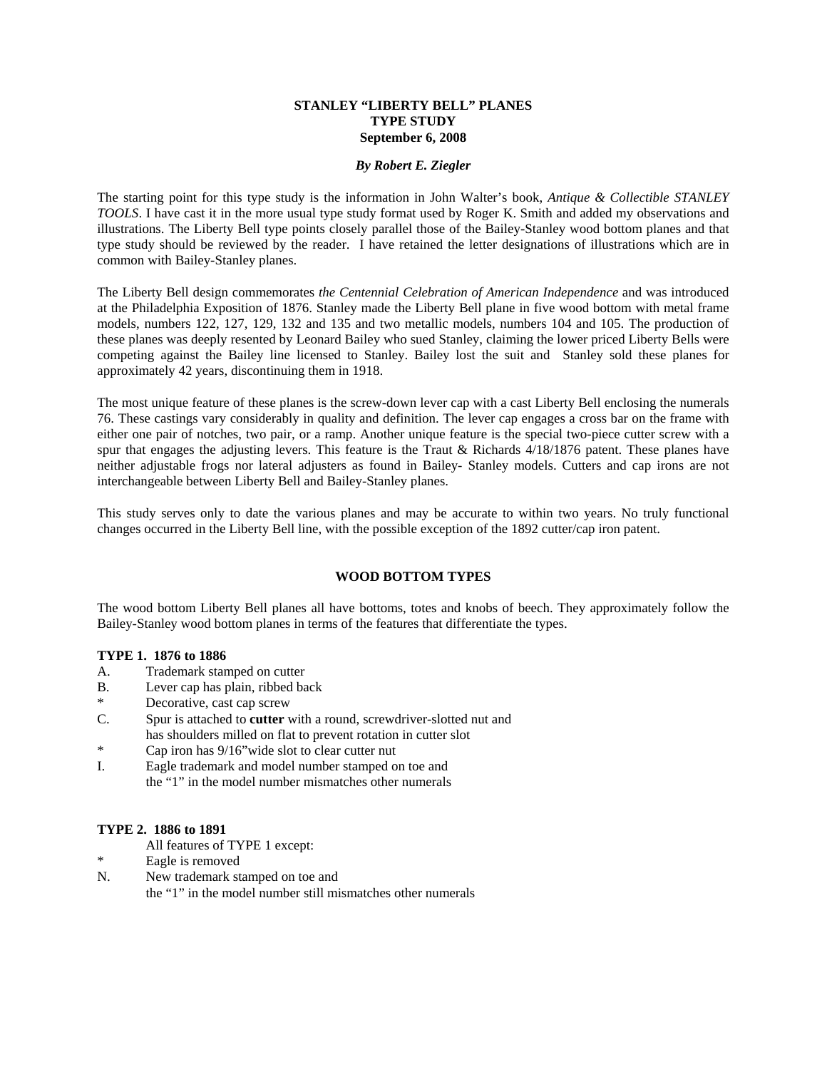# STANLEY "LIBERTY BELL" PLANES
## TYPE STUDY
### September 6, 2008

***By Robert E. Ziegler***

The starting point for this type study is the information in John Walter's book, *Antique & Collectible STANLEY TOOLS*. I have cast it in the more usual type study format used by Roger K. Smith and added my observations and illustrations. The Liberty Bell type points closely parallel those of the Bailey-Stanley wood bottom planes and that type study should be reviewed by the reader. I have retained the letter designations of illustrations which are in common with Bailey-Stanley planes.

The Liberty Bell design commemorates *the Centennial Celebration of American Independence* and was introduced at the Philadelphia Exposition of 1876. Stanley made the Liberty Bell plane in five wood bottom with metal frame models, numbers 122, 127, 129, 132 and 135 and two metallic models, numbers 104 and 105. The production of these planes was deeply resented by Leonard Bailey who sued Stanley, claiming the lower priced Liberty Bells were competing against the Bailey line licensed to Stanley. Bailey lost the suit and Stanley sold these planes for approximately 42 years, discontinuing them in 1918.

The most unique feature of these planes is the screw-down lever cap with a cast Liberty Bell enclosing the numerals 76. These castings vary considerably in quality and definition. The lever cap engages a cross bar on the frame with either one pair of notches, two pair, or a ramp. Another unique feature is the special two-piece cutter screw with a spur that engages the adjusting levers. This feature is the Traut & Richards 4/18/1876 patent. These planes have neither adjustable frogs nor lateral adjusters as found in Bailey- Stanley models. Cutters and cap irons are not interchangeable between Liberty Bell and Bailey-Stanley planes.

This study serves only to date the various planes and may be accurate to within two years. No truly functional changes occurred in the Liberty Bell line, with the possible exception of the 1892 cutter/cap iron patent.

## WOOD BOTTOM TYPES

The wood bottom Liberty Bell planes all have bottoms, totes and knobs of beech. They approximately follow the Bailey-Stanley wood bottom planes in terms of the features that differentiate the types.

**TYPE 1. 1876 to 1886**

A. Trademark stamped on cutter
B. Lever cap has plain, ribbed back
\* Decorative, cast cap screw
C. Spur is attached to **cutter** with a round, screwdriver-slotted nut and has shoulders milled on flat to prevent rotation in cutter slot
\* Cap iron has 9/16"wide slot to clear cutter nut
I. Eagle trademark and model number stamped on toe and the "1" in the model number mismatches other numerals

**TYPE 2. 1886 to 1891**

All features of TYPE 1 except:
\* Eagle is removed
N. New trademark stamped on toe and the "1" in the model number still mismatches other numerals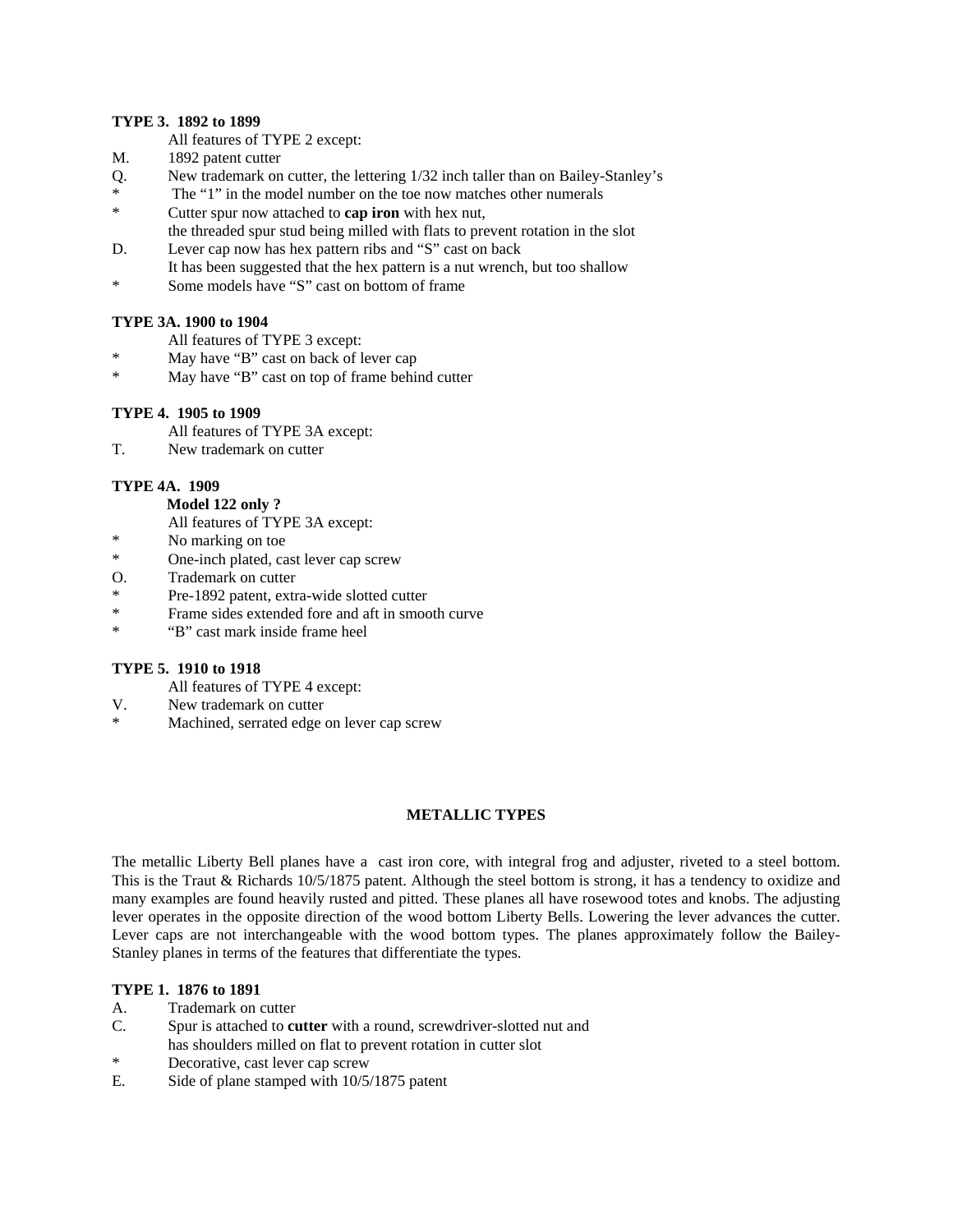**TYPE 3. 1892 to 1899**

All features of TYPE 2 except:

M. 1892 patent cutter
Q. New trademark on cutter, the lettering 1/32 inch taller than on Bailey-Stanley's
* The "1" in the model number on the toe now matches other numerals
* Cutter spur now attached to **cap iron** with hex nut, the threaded spur stud being milled with flats to prevent rotation in the slot
D. Lever cap now has hex pattern ribs and "S" cast on back
It has been suggested that the hex pattern is a nut wrench, but too shallow
* Some models have "S" cast on bottom of frame

**TYPE 3A. 1900 to 1904**

All features of TYPE 3 except:

* May have "B" cast on back of lever cap
* May have "B" cast on top of frame behind cutter

**TYPE 4. 1905 to 1909**

All features of TYPE 3A except:

T. New trademark on cutter

**TYPE 4A. 1909**

**Model 122 only ?**

All features of TYPE 3A except:

* No marking on toe
* One-inch plated, cast lever cap screw
O. Trademark on cutter
* Pre-1892 patent, extra-wide slotted cutter
* Frame sides extended fore and aft in smooth curve
* "B" cast mark inside frame heel

**TYPE 5. 1910 to 1918**

All features of TYPE 4 except:

V. New trademark on cutter
* Machined, serrated edge on lever cap screw

## METALLIC TYPES

The metallic Liberty Bell planes have a cast iron core, with integral frog and adjuster, riveted to a steel bottom. This is the Traut & Richards 10/5/1875 patent. Although the steel bottom is strong, it has a tendency to oxidize and many examples are found heavily rusted and pitted. These planes all have rosewood totes and knobs. The adjusting lever operates in the opposite direction of the wood bottom Liberty Bells. Lowering the lever advances the cutter. Lever caps are not interchangeable with the wood bottom types. The planes approximately follow the Bailey-Stanley planes in terms of the features that differentiate the types.

**TYPE 1. 1876 to 1891**

A. Trademark on cutter
C. Spur is attached to **cutter** with a round, screwdriver-slotted nut and has shoulders milled on flat to prevent rotation in cutter slot
* Decorative, cast lever cap screw
E. Side of plane stamped with 10/5/1875 patent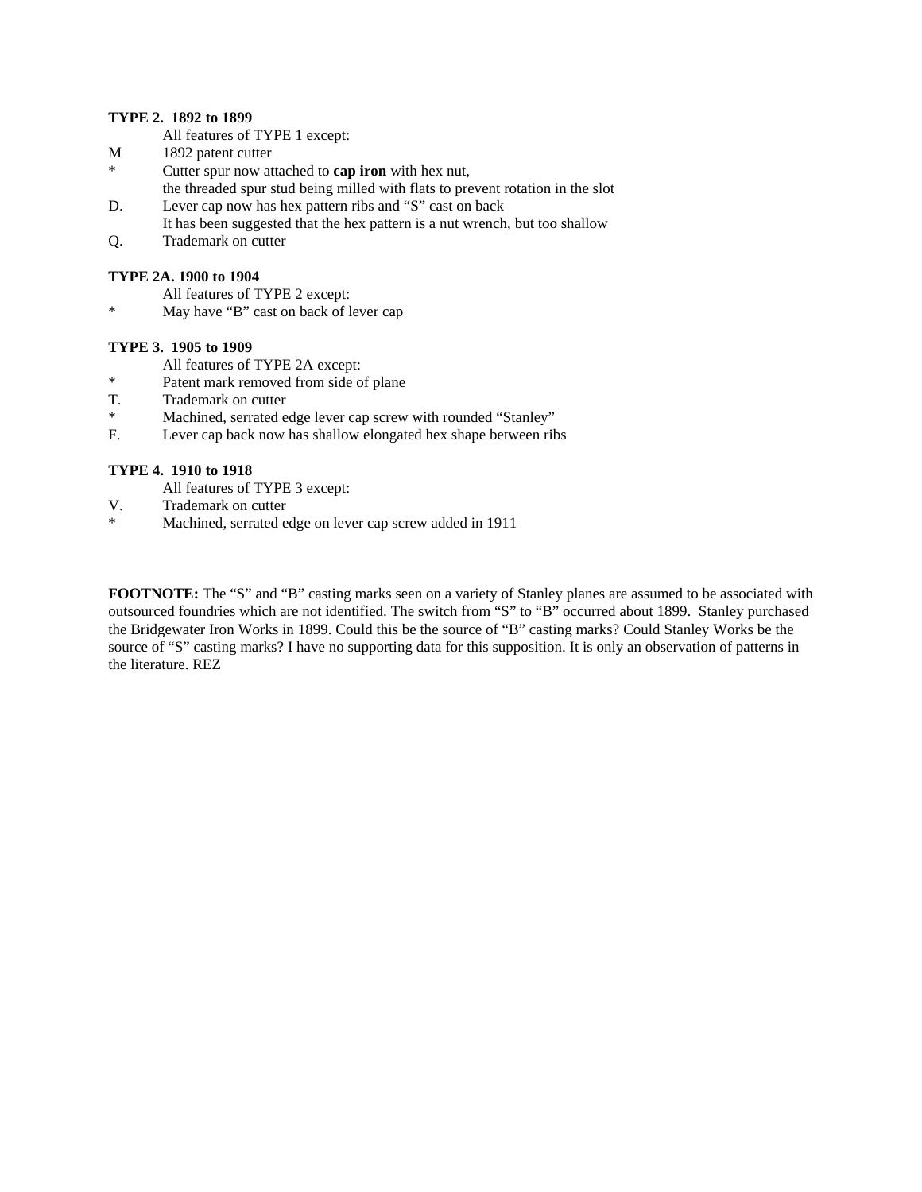**TYPE 2. 1892 to 1899**

All features of TYPE 1 except:

M 1892 patent cutter

* Cutter spur now attached to **cap iron** with hex nut,
  the threaded spur stud being milled with flats to prevent rotation in the slot

D. Lever cap now has hex pattern ribs and “S” cast on back
  It has been suggested that the hex pattern is a nut wrench, but too shallow

Q. Trademark on cutter

**TYPE 2A. 1900 to 1904**

All features of TYPE 2 except:

* May have “B” cast on back of lever cap

**TYPE 3. 1905 to 1909**

All features of TYPE 2A except:

* Patent mark removed from side of plane

T. Trademark on cutter

* Machined, serrated edge lever cap screw with rounded “Stanley”

F. Lever cap back now has shallow elongated hex shape between ribs

**TYPE 4. 1910 to 1918**

All features of TYPE 3 except:

V. Trademark on cutter

* Machined, serrated edge on lever cap screw added in 1911

**FOOTNOTE:** The “S” and “B” casting marks seen on a variety of Stanley planes are assumed to be associated with outsourced foundries which are not identified. The switch from “S” to “B” occurred about 1899. Stanley purchased the Bridgewater Iron Works in 1899. Could this be the source of “B” casting marks? Could Stanley Works be the source of “S” casting marks? I have no supporting data for this supposition. It is only an observation of patterns in the literature. REZ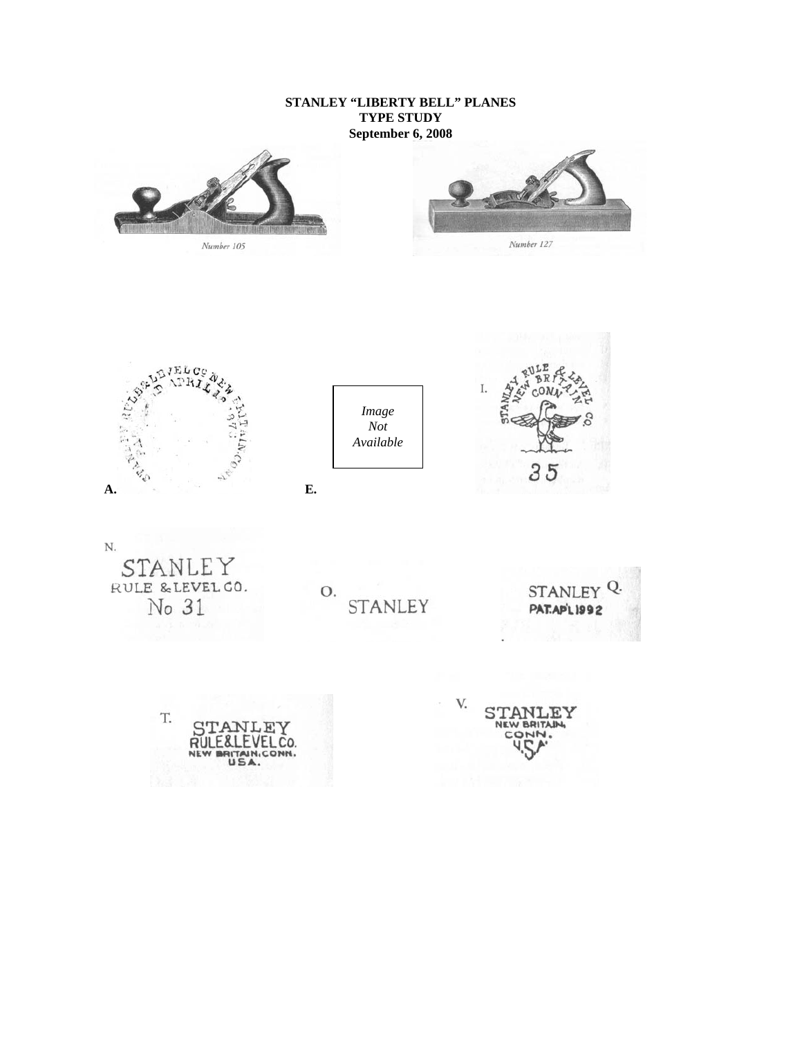**STANLEY "LIBERTY BELL" PLANES**
**TYPE STUDY**
**September 6, 2008**

*Number 105*

*Number 127*

**A.**

*Image Not Available*

**E.**

I.

N.

O.

Q.

T.

V.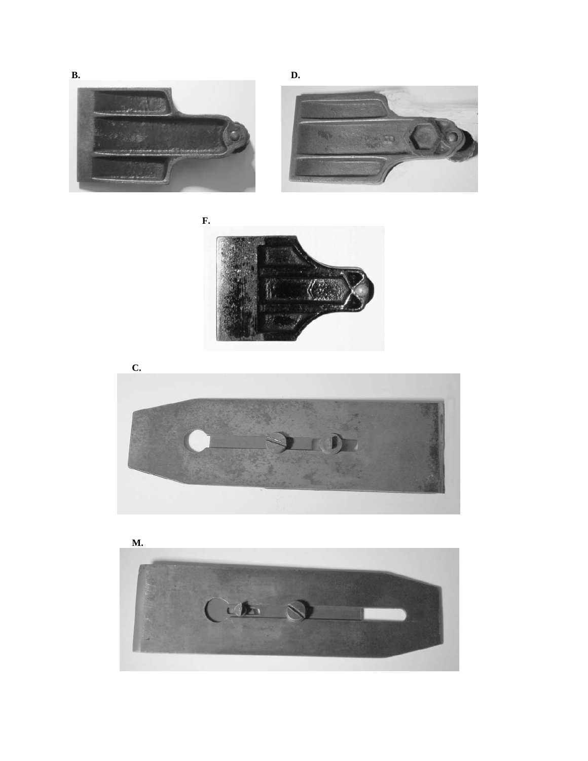**B.**

**D.**

**F.**

**C.**

**M.**